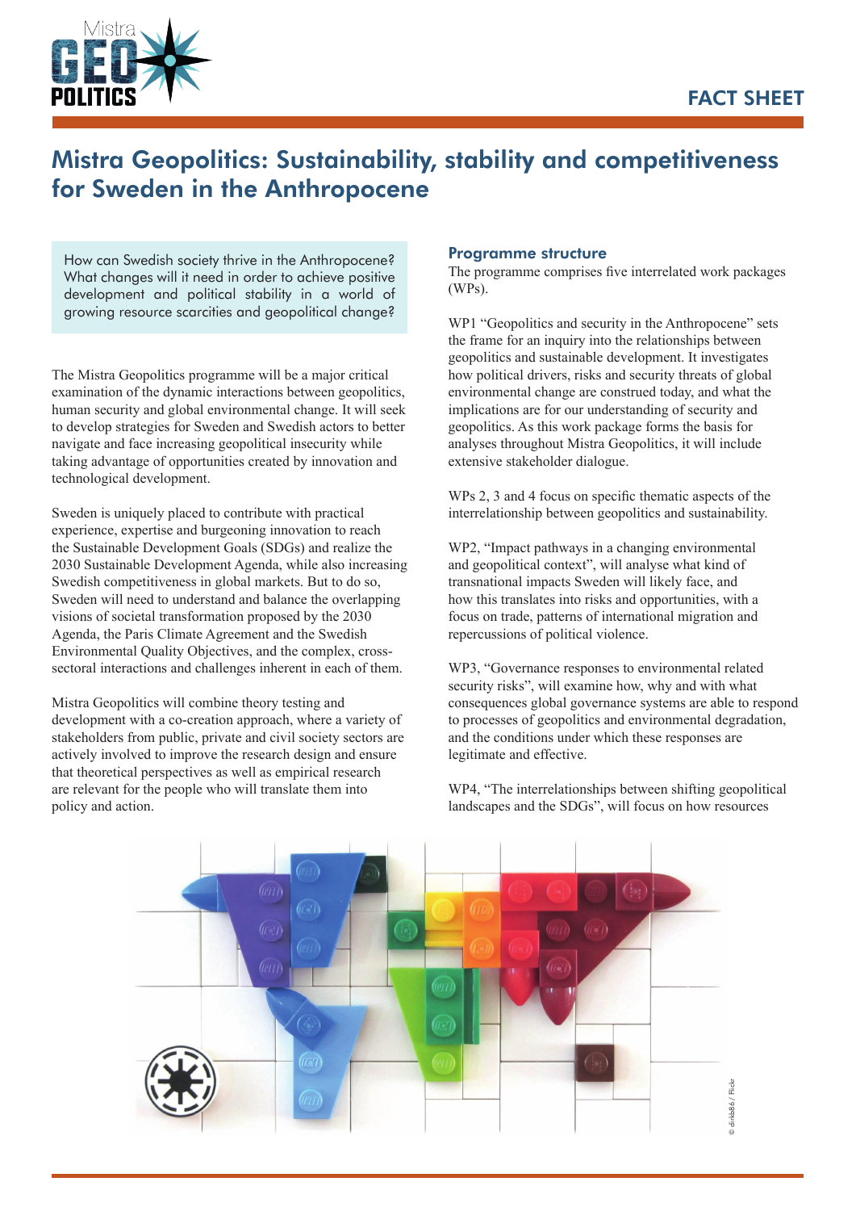FACT SHEET

# Mistra Geopolitics: Sustainability, stability and competitiveness for Sweden in the Anthropocene

How can Swedish society thrive in the Anthropocene? What changes will it need in order to achieve positive development and political stability in a world of growing resource scarcities and geopolitical change?

The Mistra Geopolitics programme will be a major critical examination of the dynamic interactions between geopolitics, human security and global environmental change. It will seek to develop strategies for Sweden and Swedish actors to better navigate and face increasing geopolitical insecurity while taking advantage of opportunities created by innovation and technological development.

Sweden is uniquely placed to contribute with practical experience, expertise and burgeoning innovation to reach the Sustainable Development Goals (SDGs) and realize the 2030 Sustainable Development Agenda, while also increasing Swedish competitiveness in global markets. But to do so, Sweden will need to understand and balance the overlapping visions of societal transformation proposed by the 2030 Agenda, the Paris Climate Agreement and the Swedish Environmental Quality Objectives, and the complex, cross-sectoral interactions and challenges inherent in each of them.

Mistra Geopolitics will combine theory testing and development with a co-creation approach, where a variety of stakeholders from public, private and civil society sectors are actively involved to improve the research design and ensure that theoretical perspectives as well as empirical research are relevant for the people who will translate them into policy and action.

## Programme structure

The programme comprises five interrelated work packages (WPs).

WP1 "Geopolitics and security in the Anthropocene" sets the frame for an inquiry into the relationships between geopolitics and sustainable development. It investigates how political drivers, risks and security threats of global environmental change are construed today, and what the implications are for our understanding of security and geopolitics. As this work package forms the basis for analyses throughout Mistra Geopolitics, it will include extensive stakeholder dialogue.

WPs 2, 3 and 4 focus on specific thematic aspects of the interrelationship between geopolitics and sustainability.

WP2, "Impact pathways in a changing environmental and geopolitical context", will analyse what kind of transnational impacts Sweden will likely face, and how this translates into risks and opportunities, with a focus on trade, patterns of international migration and repercussions of political violence.

WP3, "Governance responses to environmental related security risks", will examine how, why and with what consequences global governance systems are able to respond to processes of geopolitics and environmental degradation, and the conditions under which these responses are legitimate and effective.

WP4, "The interrelationships between shifting geopolitical landscapes and the SDGs", will focus on how resources

© dirkb86 / Flickr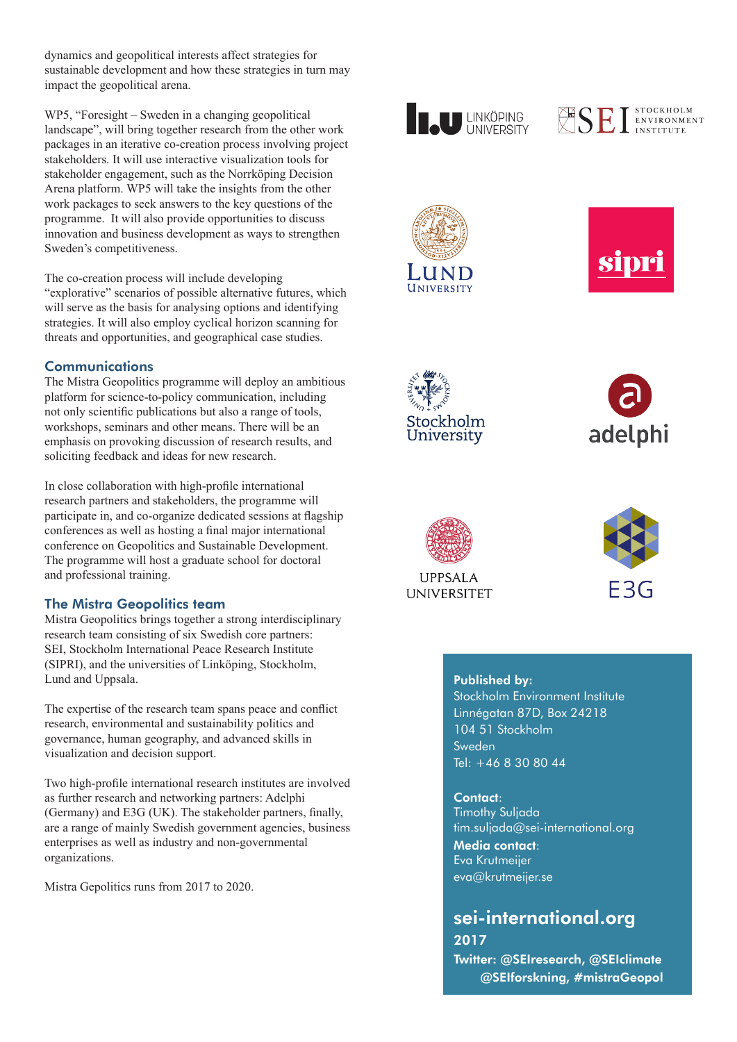dynamics and geopolitical interests affect strategies for sustainable development and how these strategies in turn may impact the geopolitical arena.

WP5, "Foresight – Sweden in a changing geopolitical landscape", will bring together research from the other work packages in an iterative co-creation process involving project stakeholders. It will use interactive visualization tools for stakeholder engagement, such as the Norrköping Decision Arena platform. WP5 will take the insights from the other work packages to seek answers to the key questions of the programme. It will also provide opportunities to discuss innovation and business development as ways to strengthen Sweden's competitiveness.

The co-creation process will include developing "explorative" scenarios of possible alternative futures, which will serve as the basis for analysing options and identifying strategies. It will also employ cyclical horizon scanning for threats and opportunities, and geographical case studies.

## Communications

The Mistra Geopolitics programme will deploy an ambitious platform for science-to-policy communication, including not only scientific publications but also a range of tools, workshops, seminars and other means. There will be an emphasis on provoking discussion of research results, and soliciting feedback and ideas for new research.

In close collaboration with high-profile international research partners and stakeholders, the programme will participate in, and co-organize dedicated sessions at flagship conferences as well as hosting a final major international conference on Geopolitics and Sustainable Development. The programme will host a graduate school for doctoral and professional training.

## The Mistra Geopolitics team

Mistra Geopolitics brings together a strong interdisciplinary research team consisting of six Swedish core partners: SEI, Stockholm International Peace Research Institute (SIPRI), and the universities of Linköping, Stockholm, Lund and Uppsala.

The expertise of the research team spans peace and conflict research, environmental and sustainability politics and governance, human geography, and advanced skills in visualization and decision support.

Two high-profile international research institutes are involved as further research and networking partners: Adelphi (Germany) and E3G (UK). The stakeholder partners, finally, are a range of mainly Swedish government agencies, business enterprises as well as industry and non-governmental organizations.

Mistra Gepolitics runs from 2017 to 2020.

LINKÖPING UNIVERSITY

SEI STOCKHOLM ENVIRONMENT INSTITUTE

LUND UNIVERSITY

sipri

Stockholm University

adelphi

UPPSALA UNIVERSITET

E3G

**Published by:**
Stockholm Environment Institute
Linnégatan 87D, Box 24218
104 51 Stockholm
Sweden
Tel: +46 8 30 80 44

**Contact**:
Timothy Suljada
tim.suljada@sei-international.org

**Media contact**:
Eva Krutmeijer
eva@krutmeijer.se

**sei-international.org**

**2017**

**Twitter: @SEIresearch, @SEIclimate @SEIforskning, #mistraGeopol**